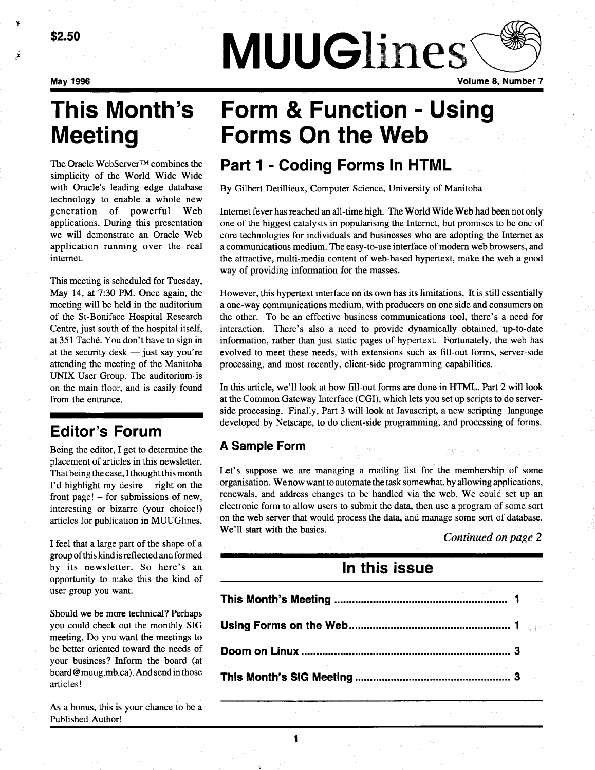$2.50

# MUUGlines

May 1996

Volume 8, Number 7

# This Month's Meeting

The Oracle WebServer™ combines the simplicity of the World Wide Wide with Oracle's leading edge database technology to enable a whole new generation of powerful Web applications. During this presentation we will demonstrate an Oracle Web application running over the real internet.

This meeting is scheduled for Tuesday, May 14, at 7:30 PM. Once again, the meeting will be held in the auditorium of the St-Boniface Hospital Research Centre, just south of the hospital itself, at 351 Taché. You don't have to sign in at the security desk — just say you're attending the meeting of the Manitoba UNIX User Group. The auditorium is on the main floor, and is easily found from the entrance.

## Editor's Forum

Being the editor, I get to determine the placement of articles in this newsletter. That being the case, I thought this month I'd highlight my desire – right on the front page! – for submissions of new, interesting or bizarre (your choice!) articles for publication in MUUGlines.

I feel that a large part of the shape of a group of this kind is reflected and formed by its newsletter. So here's an opportunity to make this the kind of user group you want.

Should we be more technical? Perhaps you could check out the monthly SIG meeting. Do you want the meetings to be better oriented toward the needs of your business? Inform the board (at board@muug.mb.ca). And send in those articles!

As a bonus, this is your chance to be a Published Author!

# Form & Function - Using Forms On the Web

## Part 1 - Coding Forms In HTML

By Gilbert Detillieux, Computer Science, University of Manitoba

Internet fever has reached an all-time high. The World Wide Web had been not only one of the biggest catalysts in popularising the Internet, but promises to be one of core technologies for individuals and businesses who are adopting the Internet as a communications medium. The easy-to-use interface of modern web browsers, and the attractive, multi-media content of web-based hypertext, make the web a good way of providing information for the masses.

However, this hypertext interface on its own has its limitations. It is still essentially a one-way communications medium, with producers on one side and consumers on the other. To be an effective business communications tool, there's a need for interaction. There's also a need to provide dynamically obtained, up-to-date information, rather than just static pages of hypertext. Fortunately, the web has evolved to meet these needs, with extensions such as fill-out forms, server-side processing, and most recently, client-side programming capabilities.

In this article, we'll look at how fill-out forms are done in HTML. Part 2 will look at the Common Gateway Interface (CGI), which lets you set up scripts to do server-side processing. Finally, Part 3 will look at Javascript, a new scripting language developed by Netscape, to do client-side programming, and processing of forms.

### A Sample Form

Let's suppose we are managing a mailing list for the membership of some organisation. We now want to automate the task somewhat, by allowing applications, renewals, and address changes to be handled via the web. We could set up an electronic form to allow users to submit the data, then use a program of some sort on the web server that would process the data, and manage some sort of database. We'll start with the basics.

*Continued on page 2*

## In this issue

| | |
|---|---|
| **This Month's Meeting** | **1** |
| **Using Forms on the Web** | **1** |
| **Doom on Linux** | **3** |
| **This Month's SIG Meeting** | **3** |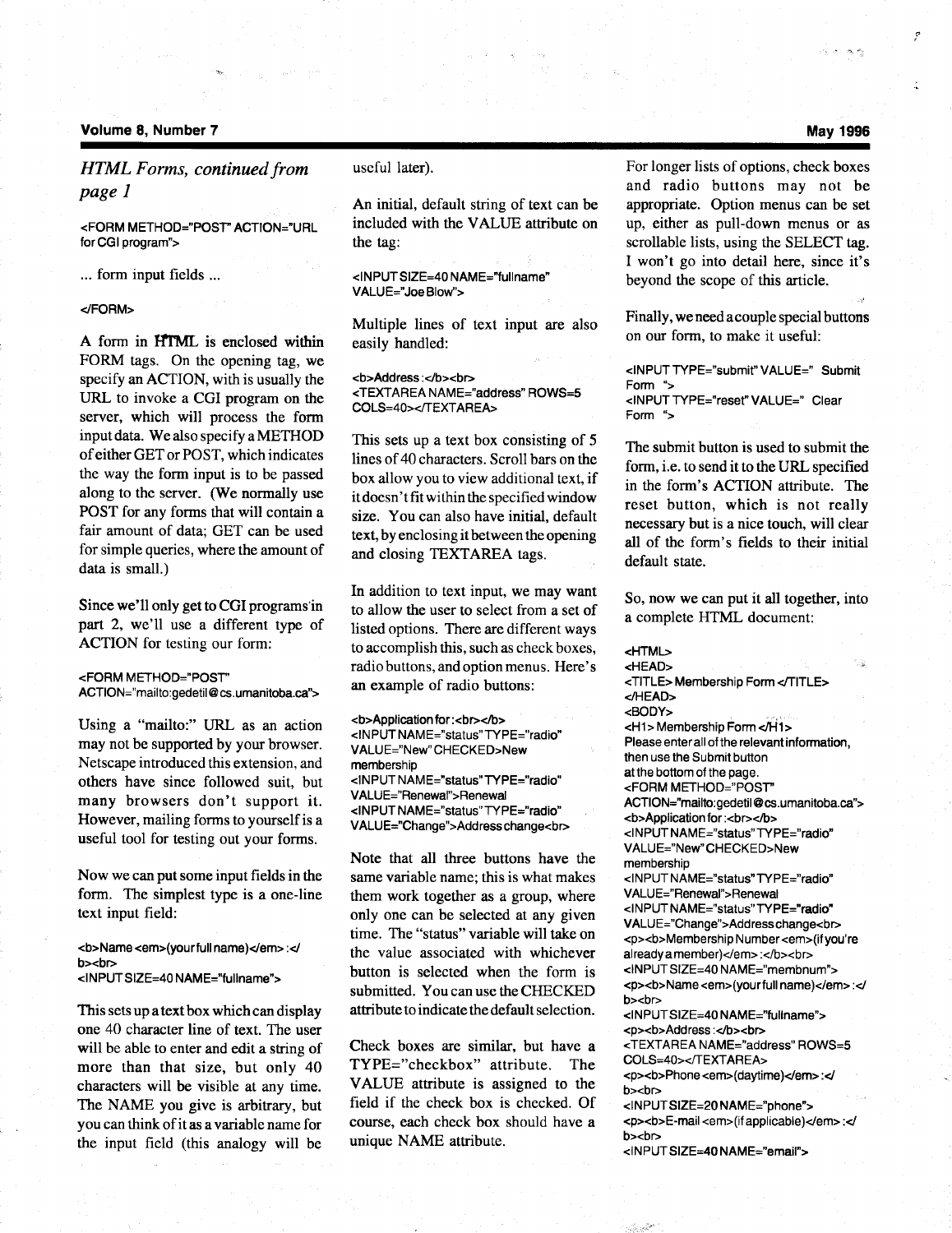## *HTML Forms, continued from page 1*

```
<FORM METHOD="POST" ACTION="URL for CGI program">

... form input fields ...

</FORM>
```

A form in HTML is enclosed within FORM tags. On the opening tag, we specify an ACTION, with is usually the URL to invoke a CGI program on the server, which will process the form input data. We also specify a METHOD of either GET or POST, which indicates the way the form input is to be passed along to the server. (We normally use POST for any forms that will contain a fair amount of data; GET can be used for simple queries, where the amount of data is small.)

Since we'll only get to CGI programs in part 2, we'll use a different type of ACTION for testing our form:

```
<FORM METHOD="POST" ACTION="mailto:gedetil@cs.umanitoba.ca">
```

Using a "mailto:" URL as an action may not be supported by your browser. Netscape introduced this extension, and others have since followed suit, but many browsers don't support it. However, mailing forms to yourself is a useful tool for testing out your forms.

Now we can put some input fields in the form. The simplest type is a one-line text input field:

```
<b>Name <em>(your full name)</em> :</b><br>
<INPUT SIZE=40 NAME="fullname">
```

This sets up a text box which can display one 40 character line of text. The user will be able to enter and edit a string of more than that size, but only 40 characters will be visible at any time. The NAME you give is arbitrary, but you can think of it as a variable name for the input field (this analogy will be useful later).

An initial, default string of text can be included with the VALUE attribute on the tag:

```
<INPUT SIZE=40 NAME="fullname" VALUE="Joe Blow">
```

Multiple lines of text input are also easily handled:

```
<b>Address :</b><br>
<TEXTAREA NAME="address" ROWS=5 COLS=40></TEXTAREA>
```

This sets up a text box consisting of 5 lines of 40 characters. Scroll bars on the box allow you to view additional text, if it doesn't fit within the specified window size. You can also have initial, default text, by enclosing it between the opening and closing TEXTAREA tags.

In addition to text input, we may want to allow the user to select from a set of listed options. There are different ways to accomplish this, such as check boxes, radio buttons, and option menus. Here's an example of radio buttons:

```
<b>Application for :<br></b>
<INPUT NAME="status" TYPE="radio" VALUE="New" CHECKED>New membership
<INPUT NAME="status" TYPE="radio" VALUE="Renewal">Renewal
<INPUT NAME="status" TYPE="radio" VALUE="Change">Address change<br>
```

Note that all three buttons have the same variable name; this is what makes them work together as a group, where only one can be selected at any given time. The "status" variable will take on the value associated with whichever button is selected when the form is submitted. You can use the CHECKED attribute to indicate the default selection.

Check boxes are similar, but have a TYPE="checkbox" attribute. The VALUE attribute is assigned to the field if the check box is checked. Of course, each check box should have a unique NAME attribute.

For longer lists of options, check boxes and radio buttons may not be appropriate. Option menus can be set up, either as pull-down menus or as scrollable lists, using the SELECT tag. I won't go into detail here, since it's beyond the scope of this article.

Finally, we need a couple special buttons on our form, to make it useful:

```
<INPUT TYPE="submit" VALUE=" Submit Form ">
<INPUT TYPE="reset" VALUE=" Clear Form ">
```

The submit button is used to submit the form, i.e. to send it to the URL specified in the form's ACTION attribute. The reset button, which is not really necessary but is a nice touch, will clear all of the form's fields to their initial default state.

So, now we can put it all together, into a complete HTML document:

```
<HTML>
<HEAD>
<TITLE> Membership Form </TITLE>
</HEAD>
<BODY>
<H1> Membership Form </H1>
Please enter all of the relevant information,
then use the Submit button
at the bottom of the page.
<FORM METHOD="POST"
ACTION="mailto:gedetil@cs.umanitoba.ca">
<b>Application for :<br></b>
<INPUT NAME="status" TYPE="radio"
VALUE="New" CHECKED>New
membership
<INPUT NAME="status" TYPE="radio"
VALUE="Renewal">Renewal
<INPUT NAME="status" TYPE="radio"
VALUE="Change">Address change<br>
<p><b>Membership Number <em>(if you're
already a member)</em> :</b><br>
<INPUT SIZE=40 NAME="membnum">
<p><b>Name <em>(your full name)</em> :</b><br>
<INPUT SIZE=40 NAME="fullname">
<p><b>Address :</b><br>
<TEXTAREA NAME="address" ROWS=5
COLS=40></TEXTAREA>
<p><b>Phone <em>(daytime)</em> :</b><br>
<INPUT SIZE=20 NAME="phone">
<p><b>E-mail <em>(if applicable)</em> :</b><br>
<INPUT SIZE=40 NAME="email">
```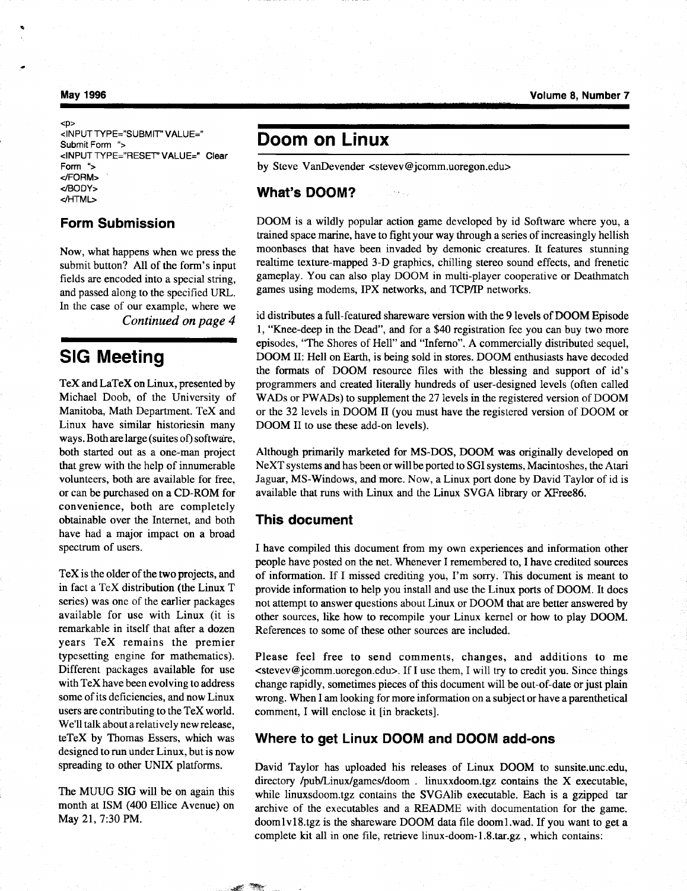```
<p>
<INPUT TYPE="SUBMIT" VALUE="
Submit Form ">
<INPUT TYPE="RESET" VALUE=" Clear
Form ">
</FORM>
</BODY>
</HTML>
```

### Form Submission

Now, what happens when we press the submit button? All of the form's input fields are encoded into a special string, and passed along to the specified URL. In the case of our example, where we

*Continued on page 4*

## SIG Meeting

TeX and LaTeX on Linux, presented by Michael Doob, of the University of Manitoba, Math Department. TeX and Linux have similar historiesin many ways. Both are large (suites of) software, both started out as a one-man project that grew with the help of innumerable volunteers, both are available for free, or can be purchased on a CD-ROM for convenience, both are completely obtainable over the Internet, and both have had a major impact on a broad spectrum of users.

TeX is the older of the two projects, and in fact a TeX distribution (the Linux T series) was one of the earlier packages available for use with Linux (it is remarkable in itself that after a dozen years TeX remains the premier typesetting engine for mathematics). Different packages available for use with TeX have been evolving to address some of its deficiencies, and now Linux users are contributing to the TeX world. We'll talk about a relatively new release, teTeX by Thomas Essers, which was designed to run under Linux, but is now spreading to other UNIX platforms.

The MUUG SIG will be on again this month at ISM (400 Ellice Avenue) on May 21, 7:30 PM.

## Doom on Linux

by Steve VanDevender <stevev@jcomm.uoregon.edu>

### What's DOOM?

DOOM is a wildly popular action game developed by id Software where you, a trained space marine, have to fight your way through a series of increasingly hellish moonbases that have been invaded by demonic creatures. It features stunning realtime texture-mapped 3-D graphics, chilling stereo sound effects, and frenetic gameplay. You can also play DOOM in multi-player cooperative or Deathmatch games using modems, IPX networks, and TCP/IP networks.

id distributes a full-featured shareware version with the 9 levels of DOOM Episode 1, "Knee-deep in the Dead", and for a $40 registration fee you can buy two more episodes, "The Shores of Hell" and "Inferno". A commercially distributed sequel, DOOM II: Hell on Earth, is being sold in stores. DOOM enthusiasts have decoded the formats of DOOM resource files with the blessing and support of id's programmers and created literally hundreds of user-designed levels (often called WADs or PWADs) to supplement the 27 levels in the registered version of DOOM or the 32 levels in DOOM II (you must have the registered version of DOOM or DOOM II to use these add-on levels).

Although primarily marketed for MS-DOS, DOOM was originally developed on NeXT systems and has been or will be ported to SGI systems, Macintoshes, the Atari Jaguar, MS-Windows, and more. Now, a Linux port done by David Taylor of id is available that runs with Linux and the Linux SVGA library or XFree86.

### This document

I have compiled this document from my own experiences and information other people have posted on the net. Whenever I remembered to, I have credited sources of information. If I missed crediting you, I'm sorry. This document is meant to provide information to help you install and use the Linux ports of DOOM. It does not attempt to answer questions about Linux or DOOM that are better answered by other sources, like how to recompile your Linux kernel or how to play DOOM. References to some of these other sources are included.

Please feel free to send comments, changes, and additions to me <stevev@jcomm.uoregon.edu>. If I use them, I will try to credit you. Since things change rapidly, sometimes pieces of this document will be out-of-date or just plain wrong. When I am looking for more information on a subject or have a parenthetical comment, I will enclose it [in brackets].

### Where to get Linux DOOM and DOOM add-ons

David Taylor has uploaded his releases of Linux DOOM to sunsite.unc.edu, directory /pub/Linux/games/doom . linuxxdoom.tgz contains the X executable, while linuxsdoom.tgz contains the SVGAlib executable. Each is a gzipped tar archive of the executables and a README with documentation for the game. doom1v18.tgz is the shareware DOOM data file doom1.wad. If you want to get a complete kit all in one file, retrieve linux-doom-1.8.tar.gz , which contains: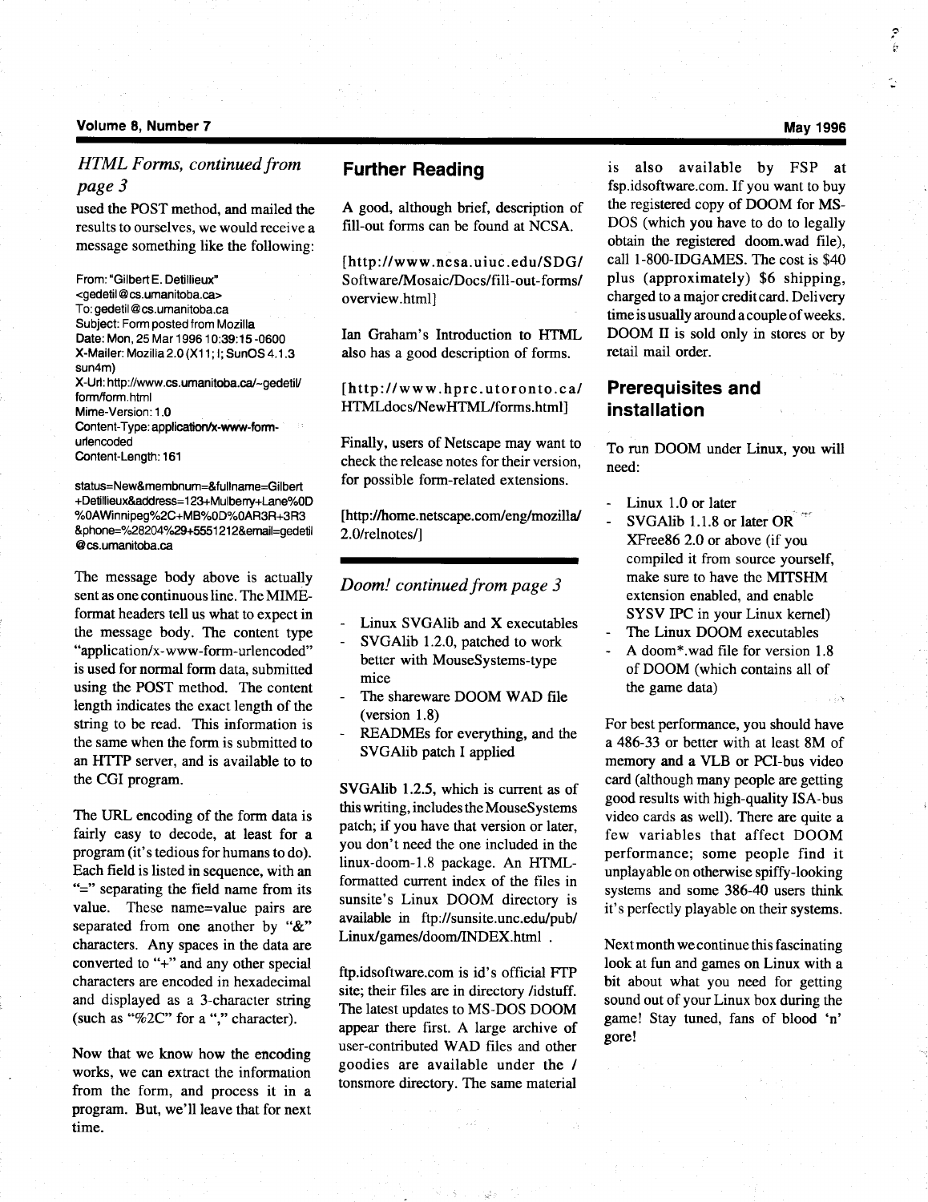*HTML Forms, continued from page 3*

used the POST method, and mailed the results to ourselves, we would receive a message something like the following:

```
From: "Gilbert E. Detillieux"
<gedetil@cs.umanitoba.ca>
To: gedetil@cs.umanitoba.ca
Subject: Form posted from Mozilla
Date: Mon, 25 Mar 1996 10:39:15 -0600
X-Mailer: Mozilla 2.0 (X11; I; SunOS 4.1.3
sun4m)
X-Url: http://www.cs.umanitoba.ca/~gedetil/
form/form.html
Mime-Version: 1.0
Content-Type: application/x-www-form-
urlencoded
Content-Length: 161

status=New&membnum=&fullname=Gilbert
+Detillieux&address=123+Mulberry+Lane%0D
%0AWinnipeg%2C+MB%0D%0AR3R+3R3
&phone=%28204%29+5551212&email=gedetil
@cs.umanitoba.ca
```

The message body above is actually sent as one continuous line. The MIME-format headers tell us what to expect in the message body. The content type "application/x-www-form-urlencoded" is used for normal form data, submitted using the POST method. The content length indicates the exact length of the string to be read. This information is the same when the form is submitted to an HTTP server, and is available to to the CGI program.

The URL encoding of the form data is fairly easy to decode, at least for a program (it's tedious for humans to do). Each field is listed in sequence, with an "=" separating the field name from its value. These name=value pairs are separated from one another by "&" characters. Any spaces in the data are converted to "+" and any other special characters are encoded in hexadecimal and displayed as a 3-character string (such as "%2C" for a "," character).

Now that we know how the encoding works, we can extract the information from the form, and process it in a program. But, we'll leave that for next time.

## Further Reading

A good, although brief, description of fill-out forms can be found at NCSA.

[http://www.ncsa.uiuc.edu/SDG/Software/Mosaic/Docs/fill-out-forms/overview.html]

Ian Graham's Introduction to HTML also has a good description of forms.

[http://www.hprc.utoronto.ca/HTMLdocs/NewHTML/forms.html]

Finally, users of Netscape may want to check the release notes for their version, for possible form-related extensions.

[http://home.netscape.com/eng/mozilla/2.0/relnotes/]

---

*Doom! continued from page 3*

- Linux SVGAlib and X executables
- SVGAlib 1.2.0, patched to work better with MouseSystems-type mice
- The shareware DOOM WAD file (version 1.8)
- READMEs for everything, and the SVGAlib patch I applied

SVGAlib 1.2.5, which is current as of this writing, includes the MouseSystems patch; if you have that version or later, you don't need the one included in the linux-doom-1.8 package. An HTML-formatted current index of the files in sunsite's Linux DOOM directory is available in ftp://sunsite.unc.edu/pub/Linux/games/doom/INDEX.html .

ftp.idsoftware.com is id's official FTP site; their files are in directory /idstuff. The latest updates to MS-DOS DOOM appear there first. A large archive of user-contributed WAD files and other goodies are available under the /tonsmore directory. The same material is also available by FSP at fsp.idsoftware.com. If you want to buy the registered copy of DOOM for MS-DOS (which you have to do to legally obtain the registered doom.wad file), call 1-800-IDGAMES. The cost is $40 plus (approximately) $6 shipping, charged to a major credit card. Delivery time is usually around a couple of weeks. DOOM II is sold only in stores or by retail mail order.

## Prerequisites and installation

To run DOOM under Linux, you will need:

- Linux 1.0 or later
- SVGAlib 1.1.8 or later OR XFree86 2.0 or above (if you compiled it from source yourself, make sure to have the MITSHM extension enabled, and enable SYSV IPC in your Linux kernel)
- The Linux DOOM executables
- A doom*.wad file for version 1.8 of DOOM (which contains all of the game data)

For best performance, you should have a 486-33 or better with at least 8M of memory and a VLB or PCI-bus video card (although many people are getting good results with high-quality ISA-bus video cards as well). There are quite a few variables that affect DOOM performance; some people find it unplayable on otherwise spiffy-looking systems and some 386-40 users think it's perfectly playable on their systems.

Next month we continue this fascinating look at fun and games on Linux with a bit about what you need for getting sound out of your Linux box during the game! Stay tuned, fans of blood 'n' gore!